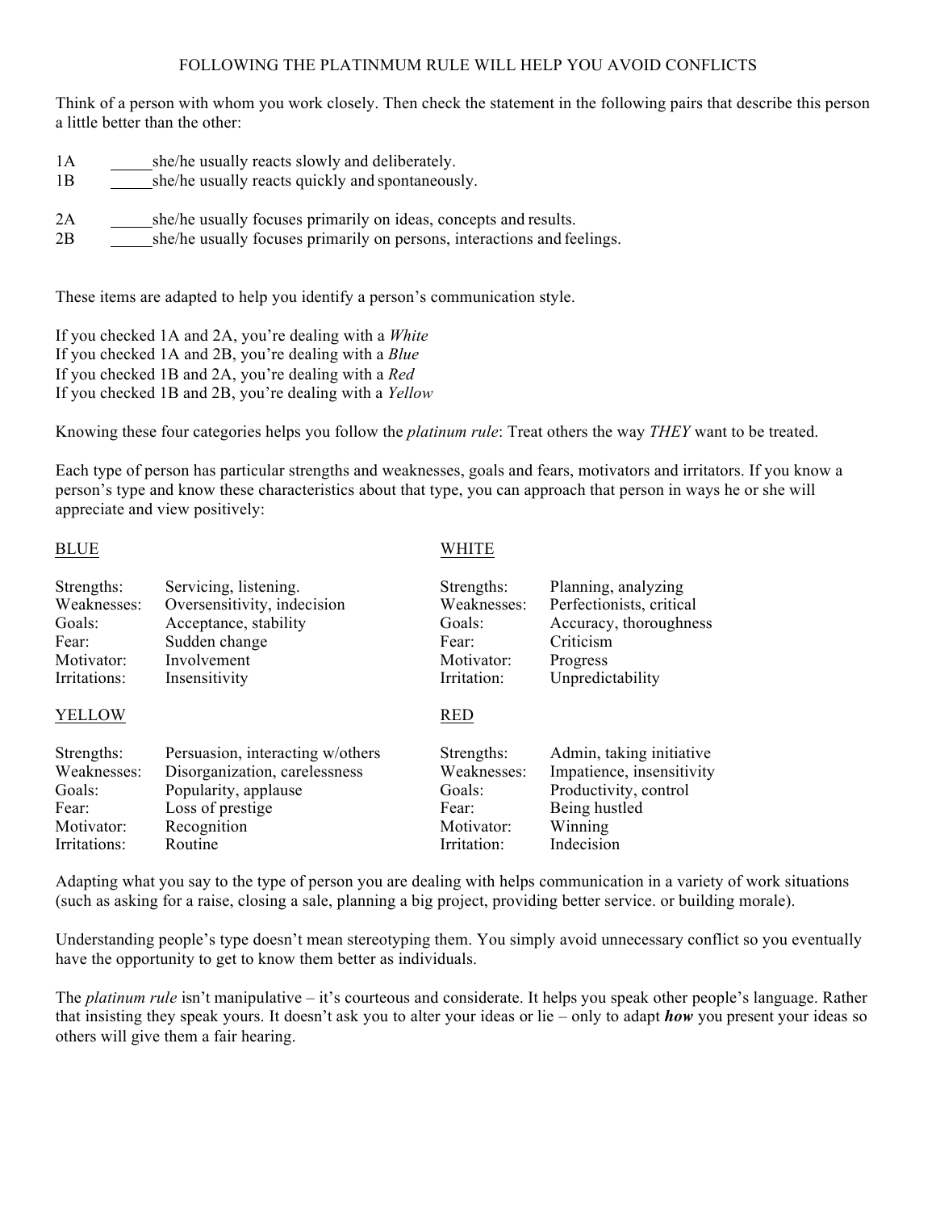# FOLLOWING THE PLATINMUM RULE WILL HELP YOU AVOID CONFLICTS

Think of a person with whom you work closely. Then check the statement in the following pairs that describe this person a little better than the other:

1A _____she/he usually reacts slowly and deliberately.
1B _____she/he usually reacts quickly and spontaneously.

2A _____she/he usually focuses primarily on ideas, concepts and results.
2B _____she/he usually focuses primarily on persons, interactions and feelings.

These items are adapted to help you identify a person's communication style.

If you checked 1A and 2A, you're dealing with a *White*
If you checked 1A and 2B, you're dealing with a *Blue*
If you checked 1B and 2A, you're dealing with a *Red*
If you checked 1B and 2B, you're dealing with a *Yellow*

Knowing these four categories helps you follow the *platinum rule*: Treat others the way *THEY* want to be treated.

Each type of person has particular strengths and weaknesses, goals and fears, motivators and irritators. If you know a person's type and know these characteristics about that type, you can approach that person in ways he or she will appreciate and view positively:

BLUE

| | |
|---|---|
| Strengths: | Servicing, listening. |
| Weaknesses: | Oversensitivity, indecision |
| Goals: | Acceptance, stability |
| Fear: | Sudden change |
| Motivator: | Involvement |
| Irritations: | Insensitivity |

WHITE

| | |
|---|---|
| Strengths: | Planning, analyzing |
| Weaknesses: | Perfectionists, critical |
| Goals: | Accuracy, thoroughness |
| Fear: | Criticism |
| Motivator: | Progress |
| Irritation: | Unpredictability |

YELLOW

| | |
|---|---|
| Strengths: | Persuasion, interacting w/others |
| Weaknesses: | Disorganization, carelessness |
| Goals: | Popularity, applause |
| Fear: | Loss of prestige |
| Motivator: | Recognition |
| Irritations: | Routine |

RED

| | |
|---|---|
| Strengths: | Admin, taking initiative |
| Weaknesses: | Impatience, insensitivity |
| Goals: | Productivity, control |
| Fear: | Being hustled |
| Motivator: | Winning |
| Irritation: | Indecision |

Adapting what you say to the type of person you are dealing with helps communication in a variety of work situations (such as asking for a raise, closing a sale, planning a big project, providing better service. or building morale).

Understanding people's type doesn't mean stereotyping them. You simply avoid unnecessary conflict so you eventually have the opportunity to get to know them better as individuals.

The *platinum rule* isn't manipulative – it's courteous and considerate. It helps you speak other people's language. Rather that insisting they speak yours. It doesn't ask you to alter your ideas or lie – only to adapt ***how*** you present your ideas so others will give them a fair hearing.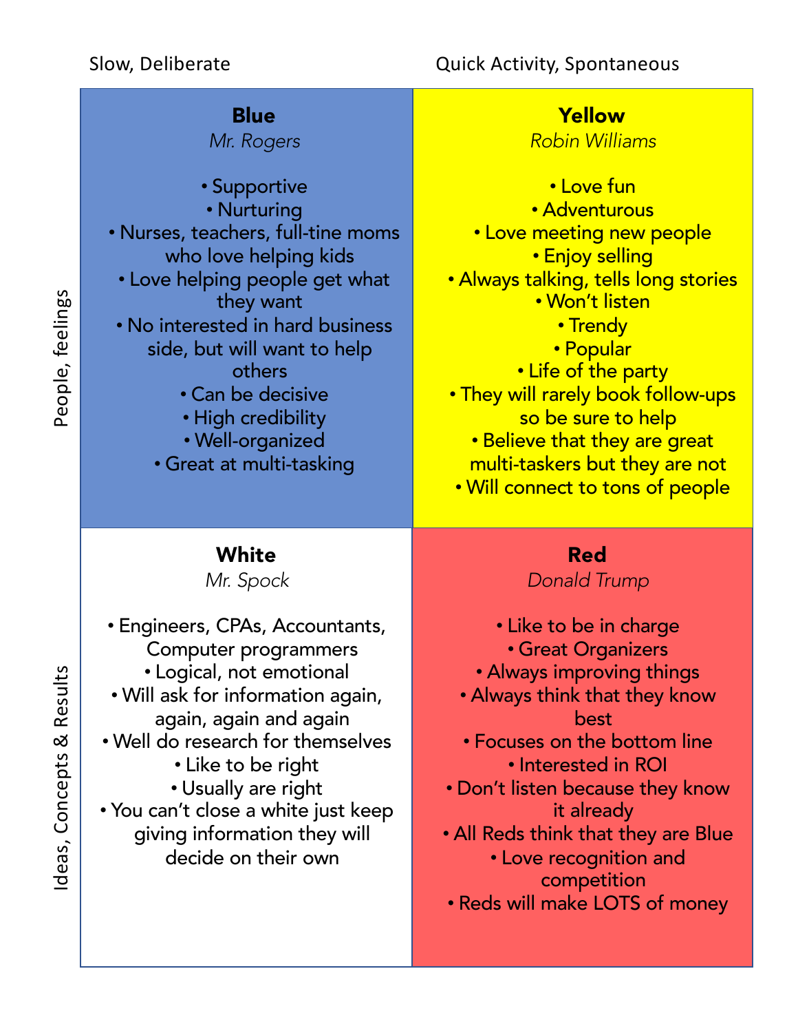Slow, Deliberate

Quick Activity, Spontaneous

People, feelings

## Blue

*Mr. Rogers*

- Supportive
- Nurturing
- Nurses, teachers, full-tine moms who love helping kids
- Love helping people get what they want
- No interested in hard business side, but will want to help others
- Can be decisive
- High credibility
- Well-organized
- Great at multi-tasking

## Yellow

*Robin Williams*

- Love fun
- Adventurous
- Love meeting new people
- Enjoy selling
- Always talking, tells long stories
- Won't listen
- Trendy
- Popular
- Life of the party
- They will rarely book follow-ups so be sure to help
- Believe that they are great multi-taskers but they are not
- Will connect to tons of people

Ideas, Concepts & Results

## White

*Mr. Spock*

- Engineers, CPAs, Accountants, Computer programmers
- Logical, not emotional
- Will ask for information again, again, again and again
- Well do research for themselves
- Like to be right
- Usually are right
- You can't close a white just keep giving information they will decide on their own

## Red

*Donald Trump*

- Like to be in charge
- Great Organizers
- Always improving things
- Always think that they know best
- Focuses on the bottom line
- Interested in ROI
- Don't listen because they know it already
- All Reds think that they are Blue
- Love recognition and competition
- Reds will make LOTS of money